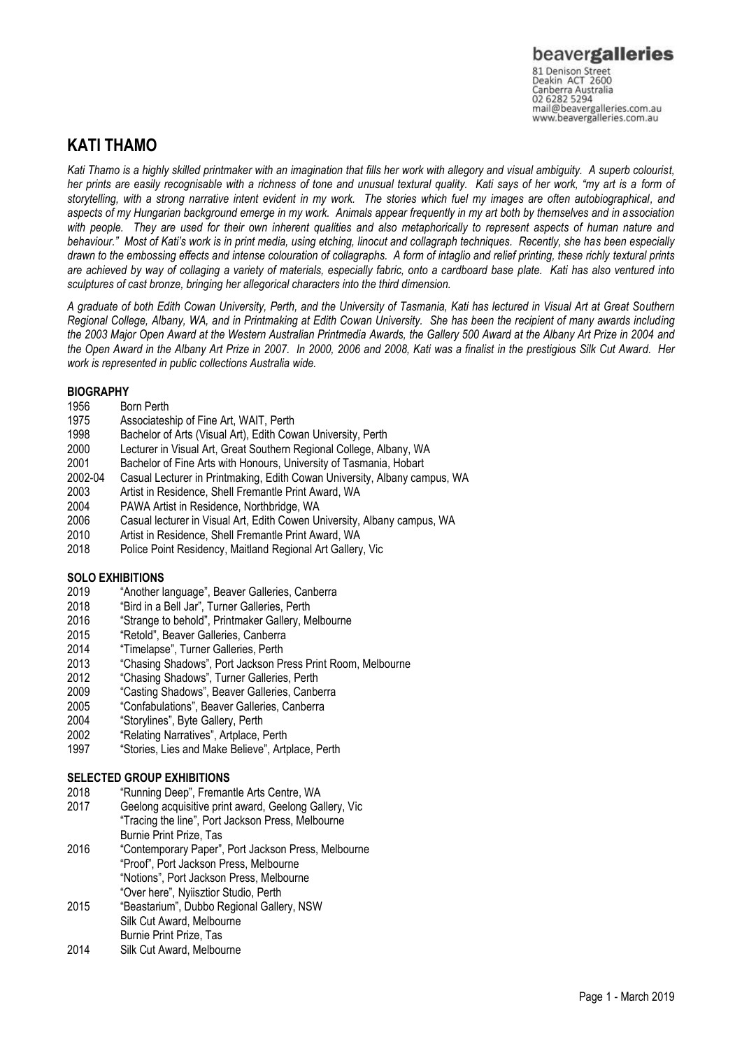beavergalleries
81 Denison Street
Deakin ACT 2600
Canberra Australia
02 6282 5294
mail@beavergalleries.com.au
www.beavergalleries.com.au

# KATI THAMO

*Kati Thamo is a highly skilled printmaker with an imagination that fills her work with allegory and visual ambiguity. A superb colourist, her prints are easily recognisable with a richness of tone and unusual textural quality. Kati says of her work, "my art is a form of storytelling, with a strong narrative intent evident in my work. The stories which fuel my images are often autobiographical, and aspects of my Hungarian background emerge in my work. Animals appear frequently in my art both by themselves and in association with people. They are used for their own inherent qualities and also metaphorically to represent aspects of human nature and behaviour." Most of Kati's work is in print media, using etching, linocut and collagraph techniques. Recently, she has been especially drawn to the embossing effects and intense colouration of collagraphs. A form of intaglio and relief printing, these richly textural prints are achieved by way of collaging a variety of materials, especially fabric, onto a cardboard base plate. Kati has also ventured into sculptures of cast bronze, bringing her allegorical characters into the third dimension.*

*A graduate of both Edith Cowan University, Perth, and the University of Tasmania, Kati has lectured in Visual Art at Great Southern Regional College, Albany, WA, and in Printmaking at Edith Cowan University. She has been the recipient of many awards including the 2003 Major Open Award at the Western Australian Printmedia Awards, the Gallery 500 Award at the Albany Art Prize in 2004 and the Open Award in the Albany Art Prize in 2007. In 2000, 2006 and 2008, Kati was a finalist in the prestigious Silk Cut Award. Her work is represented in public collections Australia wide.*

## BIOGRAPHY

1956 Born Perth
1975 Associateship of Fine Art, WAIT, Perth
1998 Bachelor of Arts (Visual Art), Edith Cowan University, Perth
2000 Lecturer in Visual Art, Great Southern Regional College, Albany, WA
2001 Bachelor of Fine Arts with Honours, University of Tasmania, Hobart
2002-04 Casual Lecturer in Printmaking, Edith Cowan University, Albany campus, WA
2003 Artist in Residence, Shell Fremantle Print Award, WA
2004 PAWA Artist in Residence, Northbridge, WA
2006 Casual lecturer in Visual Art, Edith Cowen University, Albany campus, WA
2010 Artist in Residence, Shell Fremantle Print Award, WA
2018 Police Point Residency, Maitland Regional Art Gallery, Vic

## SOLO EXHIBITIONS

2019 "Another language", Beaver Galleries, Canberra
2018 "Bird in a Bell Jar", Turner Galleries, Perth
2016 "Strange to behold", Printmaker Gallery, Melbourne
2015 "Retold", Beaver Galleries, Canberra
2014 "Timelapse", Turner Galleries, Perth
2013 "Chasing Shadows", Port Jackson Press Print Room, Melbourne
2012 "Chasing Shadows", Turner Galleries, Perth
2009 "Casting Shadows", Beaver Galleries, Canberra
2005 "Confabulations", Beaver Galleries, Canberra
2004 "Storylines", Byte Gallery, Perth
2002 "Relating Narratives", Artplace, Perth
1997 "Stories, Lies and Make Believe", Artplace, Perth

## SELECTED GROUP EXHIBITIONS

2018 "Running Deep", Fremantle Arts Centre, WA
2017 Geelong acquisitive print award, Geelong Gallery, Vic
"Tracing the line", Port Jackson Press, Melbourne
Burnie Print Prize, Tas
2016 "Contemporary Paper", Port Jackson Press, Melbourne
"Proof", Port Jackson Press, Melbourne
"Notions", Port Jackson Press, Melbourne
"Over here", Nyiisztior Studio, Perth
2015 "Beastarium", Dubbo Regional Gallery, NSW
Silk Cut Award, Melbourne
Burnie Print Prize, Tas
2014 Silk Cut Award, Melbourne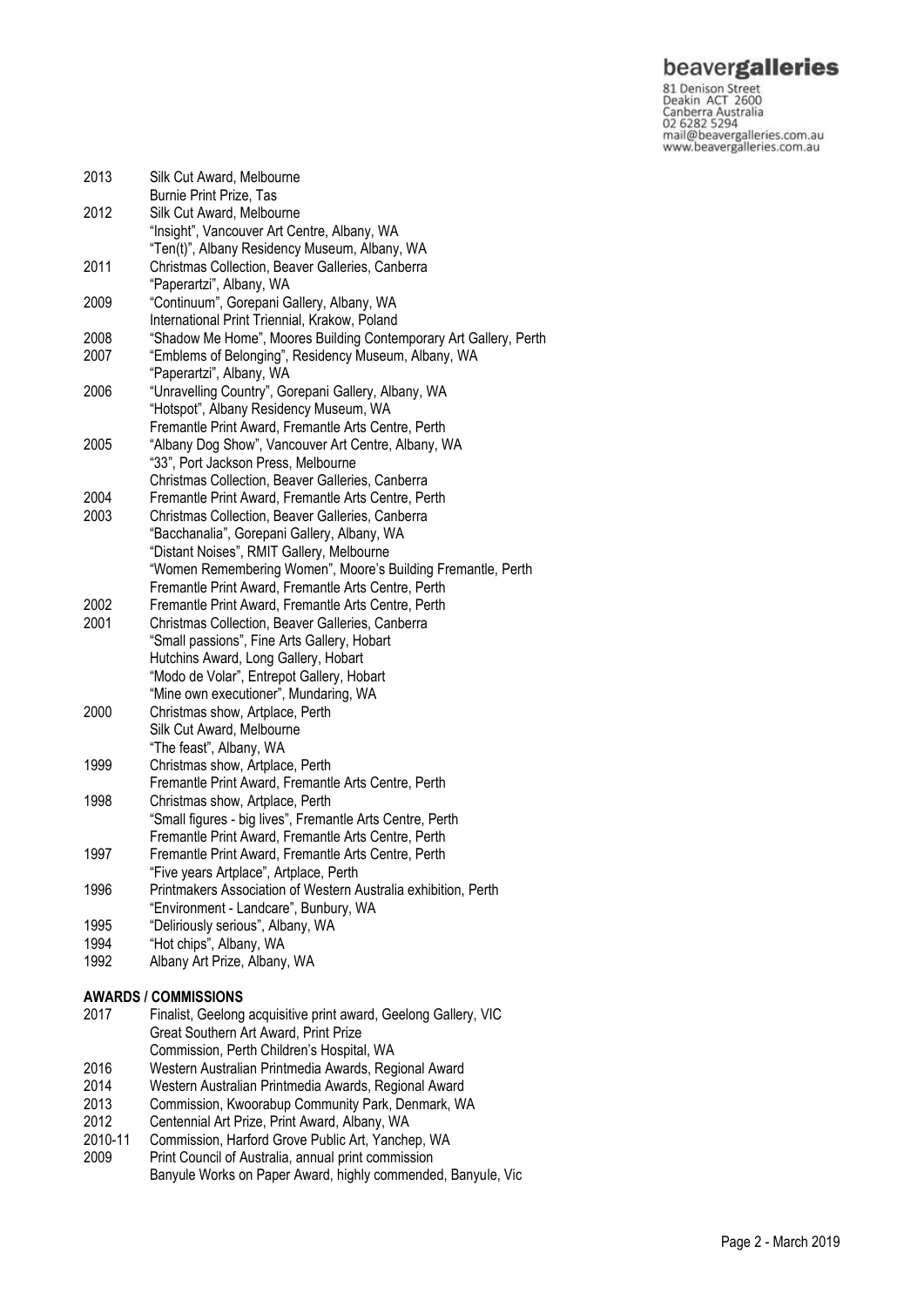| | |
|---|---|
| 2013 | Silk Cut Award, Melbourne |
| | Burnie Print Prize, Tas |
| 2012 | Silk Cut Award, Melbourne |
| | "Insight", Vancouver Art Centre, Albany, WA |
| | "Ten(t)", Albany Residency Museum, Albany, WA |
| 2011 | Christmas Collection, Beaver Galleries, Canberra |
| | "Paperartzi", Albany, WA |
| 2009 | "Continuum", Gorepani Gallery, Albany, WA |
| | International Print Triennial, Krakow, Poland |
| 2008 | "Shadow Me Home", Moores Building Contemporary Art Gallery, Perth |
| 2007 | "Emblems of Belonging", Residency Museum, Albany, WA |
| | "Paperartzi", Albany, WA |
| 2006 | "Unravelling Country", Gorepani Gallery, Albany, WA |
| | "Hotspot", Albany Residency Museum, WA |
| | Fremantle Print Award, Fremantle Arts Centre, Perth |
| 2005 | "Albany Dog Show", Vancouver Art Centre, Albany, WA |
| | "33", Port Jackson Press, Melbourne |
| | Christmas Collection, Beaver Galleries, Canberra |
| 2004 | Fremantle Print Award, Fremantle Arts Centre, Perth |
| 2003 | Christmas Collection, Beaver Galleries, Canberra |
| | "Bacchanalia", Gorepani Gallery, Albany, WA |
| | "Distant Noises", RMIT Gallery, Melbourne |
| | "Women Remembering Women", Moore's Building Fremantle, Perth |
| | Fremantle Print Award, Fremantle Arts Centre, Perth |
| 2002 | Fremantle Print Award, Fremantle Arts Centre, Perth |
| 2001 | Christmas Collection, Beaver Galleries, Canberra |
| | "Small passions", Fine Arts Gallery, Hobart |
| | Hutchins Award, Long Gallery, Hobart |
| | "Modo de Volar", Entrepot Gallery, Hobart |
| | "Mine own executioner", Mundaring, WA |
| 2000 | Christmas show, Artplace, Perth |
| | Silk Cut Award, Melbourne |
| | "The feast", Albany, WA |
| 1999 | Christmas show, Artplace, Perth |
| | Fremantle Print Award, Fremantle Arts Centre, Perth |
| 1998 | Christmas show, Artplace, Perth |
| | "Small figures - big lives", Fremantle Arts Centre, Perth |
| | Fremantle Print Award, Fremantle Arts Centre, Perth |
| 1997 | Fremantle Print Award, Fremantle Arts Centre, Perth |
| | "Five years Artplace", Artplace, Perth |
| 1996 | Printmakers Association of Western Australia exhibition, Perth |
| | "Environment - Landcare", Bunbury, WA |
| 1995 | "Deliriously serious", Albany, WA |
| 1994 | "Hot chips", Albany, WA |
| 1992 | Albany Art Prize, Albany, WA |

**AWARDS / COMMISSIONS**

| | |
|---|---|
| 2017 | Finalist, Geelong acquisitive print award, Geelong Gallery, VIC |
| | Great Southern Art Award, Print Prize |
| | Commission, Perth Children's Hospital, WA |
| 2016 | Western Australian Printmedia Awards, Regional Award |
| 2014 | Western Australian Printmedia Awards, Regional Award |
| 2013 | Commission, Kwoorabup Community Park, Denmark, WA |
| 2012 | Centennial Art Prize, Print Award, Albany, WA |
| 2010-11 | Commission, Harford Grove Public Art, Yanchep, WA |
| 2009 | Print Council of Australia, annual print commission |
| | Banyule Works on Paper Award, highly commended, Banyule, Vic |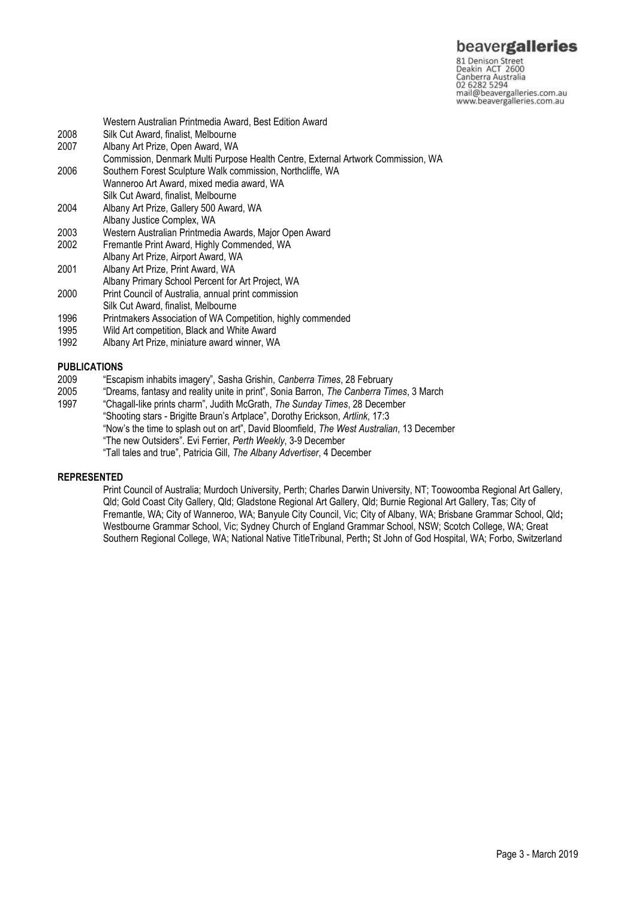| | |
|---|---|
| | Western Australian Printmedia Award, Best Edition Award |
| 2008 | Silk Cut Award, finalist, Melbourne |
| 2007 | Albany Art Prize, Open Award, WA |
| | Commission, Denmark Multi Purpose Health Centre, External Artwork Commission, WA |
| 2006 | Southern Forest Sculpture Walk commission, Northcliffe, WA |
| | Wanneroo Art Award, mixed media award, WA |
| | Silk Cut Award, finalist, Melbourne |
| 2004 | Albany Art Prize, Gallery 500 Award, WA |
| | Albany Justice Complex, WA |
| 2003 | Western Australian Printmedia Awards, Major Open Award |
| 2002 | Fremantle Print Award, Highly Commended, WA |
| | Albany Art Prize, Airport Award, WA |
| 2001 | Albany Art Prize, Print Award, WA |
| | Albany Primary School Percent for Art Project, WA |
| 2000 | Print Council of Australia, annual print commission |
| | Silk Cut Award, finalist, Melbourne |
| 1996 | Printmakers Association of WA Competition, highly commended |
| 1995 | Wild Art competition, Black and White Award |
| 1992 | Albany Art Prize, miniature award winner, WA |

**PUBLICATIONS**

| | |
|---|---|
| 2009 | "Escapism inhabits imagery", Sasha Grishin, *Canberra Times*, 28 February |
| 2005 | "Dreams, fantasy and reality unite in print", Sonia Barron, *The Canberra Times*, 3 March |
| 1997 | "Chagall-like prints charm", Judith McGrath, *The Sunday Times*, 28 December |
| | "Shooting stars - Brigitte Braun's Artplace", Dorothy Erickson, *Artlink*, 17:3 |
| | "Now's the time to splash out on art", David Bloomfield, *The West Australian*, 13 December |
| | "The new Outsiders". Evi Ferrier, *Perth Weekly*, 3-9 December |
| | "Tall tales and true", Patricia Gill, *The Albany Advertiser*, 4 December |

**REPRESENTED**

Print Council of Australia; Murdoch University, Perth; Charles Darwin University, NT; Toowoomba Regional Art Gallery, Qld; Gold Coast City Gallery, Qld; Gladstone Regional Art Gallery, Qld; Burnie Regional Art Gallery, Tas; City of Fremantle, WA; City of Wanneroo, WA; Banyule City Council, Vic; City of Albany, WA; Brisbane Grammar School, Qld; Westbourne Grammar School, Vic; Sydney Church of England Grammar School, NSW; Scotch College, WA; Great Southern Regional College, WA; National Native TitleTribunal, Perth; St John of God Hospital, WA; Forbo, Switzerland